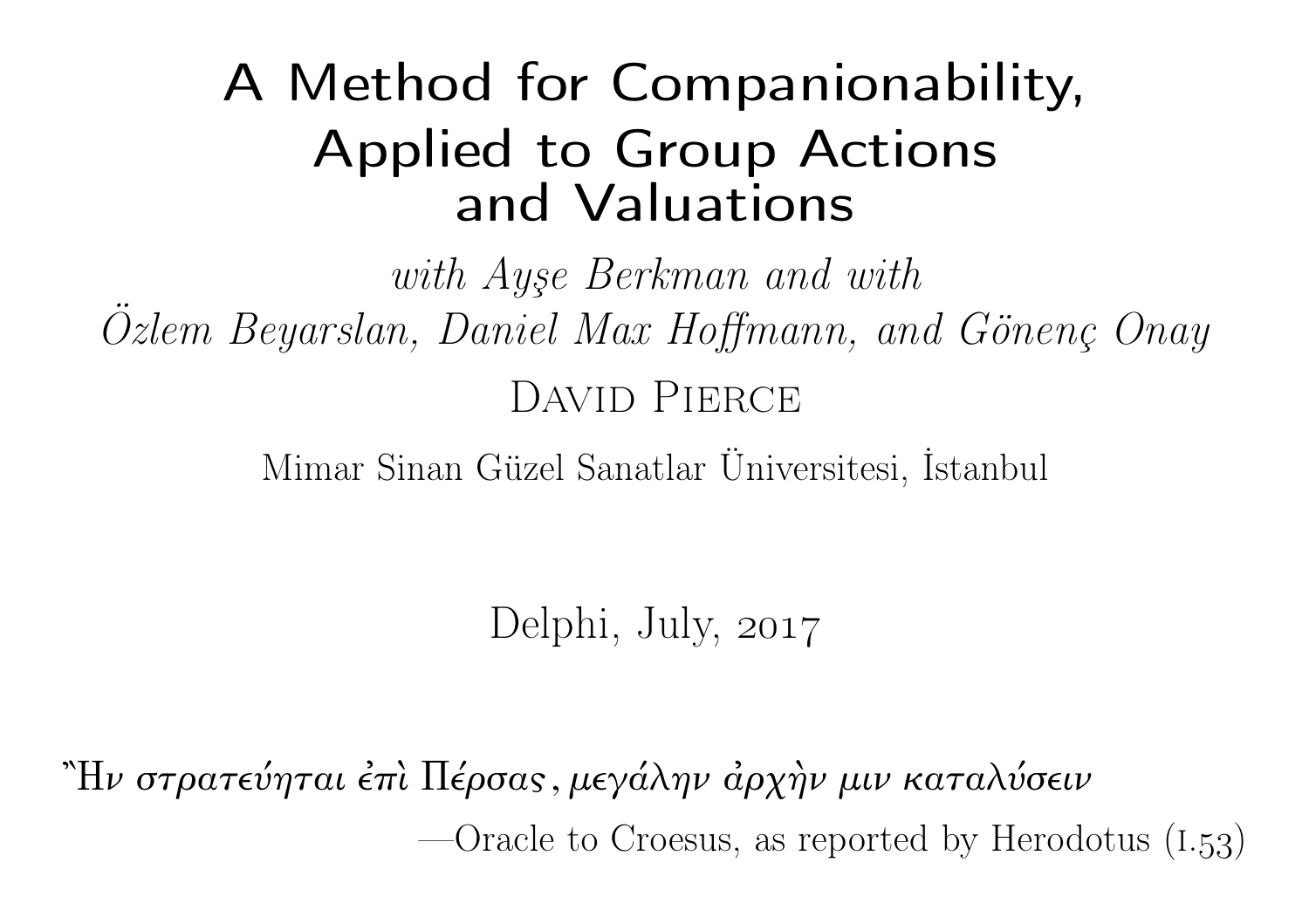# A Method for Companionability, Applied to Group Actions and Valuations

*with Ayşe Berkman and with*
*Özlem Beyarslan, Daniel Max Hoffmann, and Gönenç Onay*

David Pierce

Mimar Sinan Güzel Sanatlar Üniversitesi, İstanbul

Delphi, July, 2017

Ἢν στρατεύηται ἐπὶ Πέρσας, μεγάλην ἀρχὴν μιν καταλύσειν

—Oracle to Croesus, as reported by Herodotus (I.53)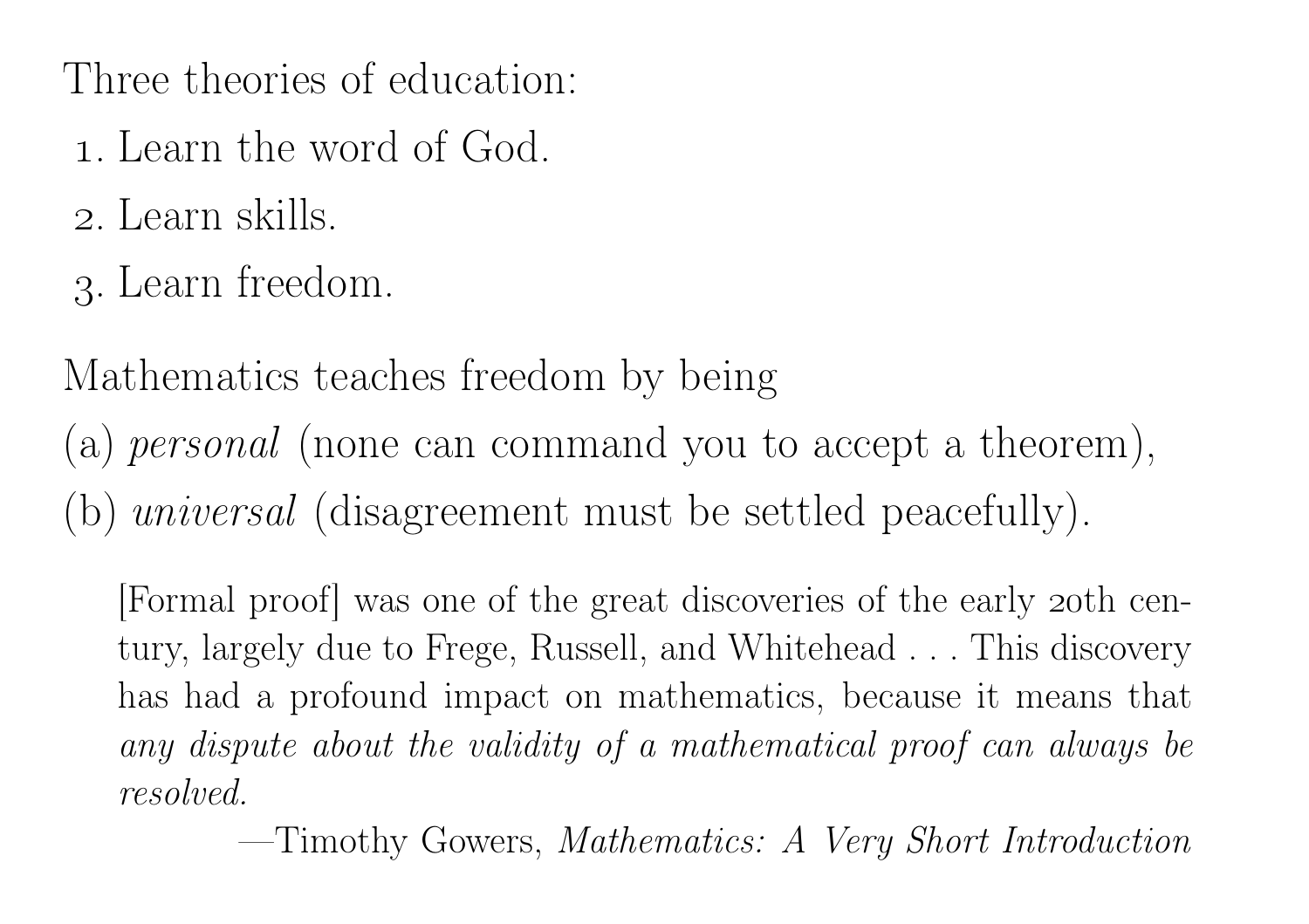Three theories of education:

1. Learn the word of God.
2. Learn skills.
3. Learn freedom.

Mathematics teaches freedom by being

(a) *personal* (none can command you to accept a theorem),

(b) *universal* (disagreement must be settled peacefully).

> [Formal proof] was one of the great discoveries of the early 20th century, largely due to Frege, Russell, and Whitehead . . . This discovery has had a profound impact on mathematics, because it means that *any dispute about the validity of a mathematical proof can always be resolved.*
>
> —Timothy Gowers, *Mathematics: A Very Short Introduction*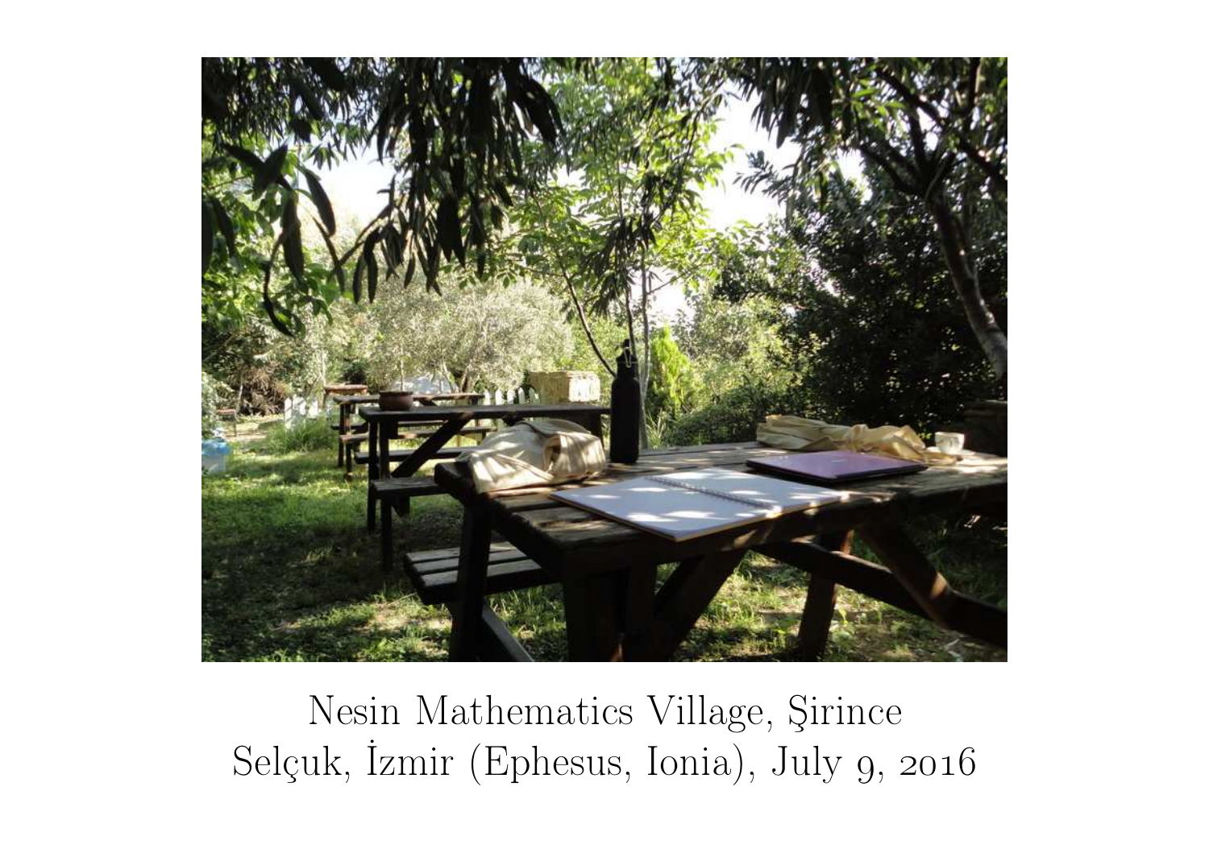Nesin Mathematics Village, Şirince
Selçuk, İzmir (Ephesus, Ionia), July 9, 2016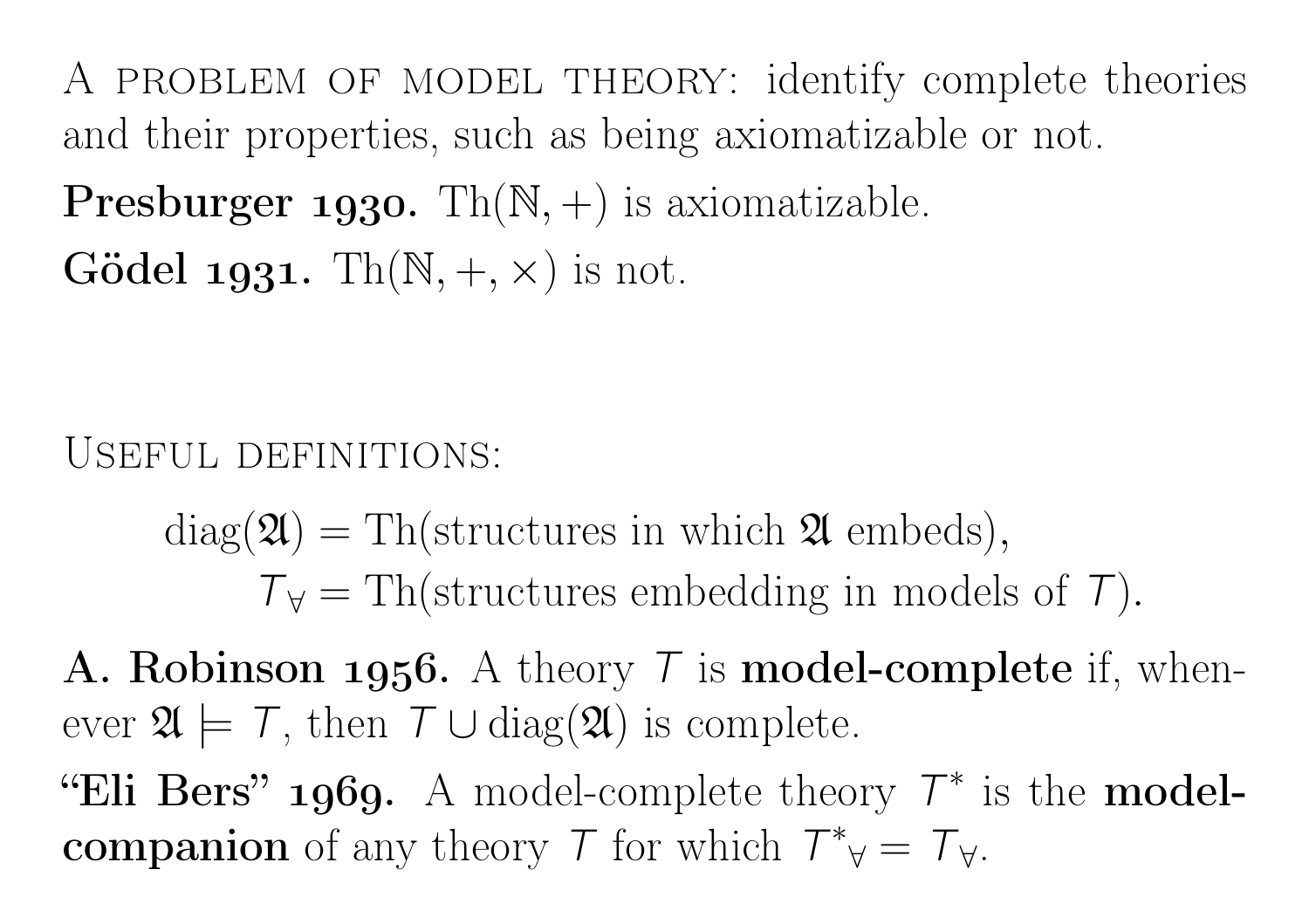A problem of model theory: identify complete theories and their properties, such as being axiomatizable or not.

**Presburger 1930.** $\mathrm{Th}(\mathbb{N}, +)$ is axiomatizable.

**Gödel 1931.** $\mathrm{Th}(\mathbb{N}, +, \times)$ is not.

Useful definitions:

$$\mathrm{diag}(\mathfrak{A}) = \mathrm{Th}(\text{structures in which } \mathfrak{A} \text{ embeds}),$$
$$T_\forall = \mathrm{Th}(\text{structures embedding in models of } T).$$

**A. Robinson 1956.** A theory $T$ is **model-complete** if, whenever $\mathfrak{A} \models T$, then $T \cup \mathrm{diag}(\mathfrak{A})$ is complete.

**"Eli Bers" 1969.** A model-complete theory $T^*$ is the **model-companion** of any theory $T$ for which ${T^*}_\forall = T_\forall$.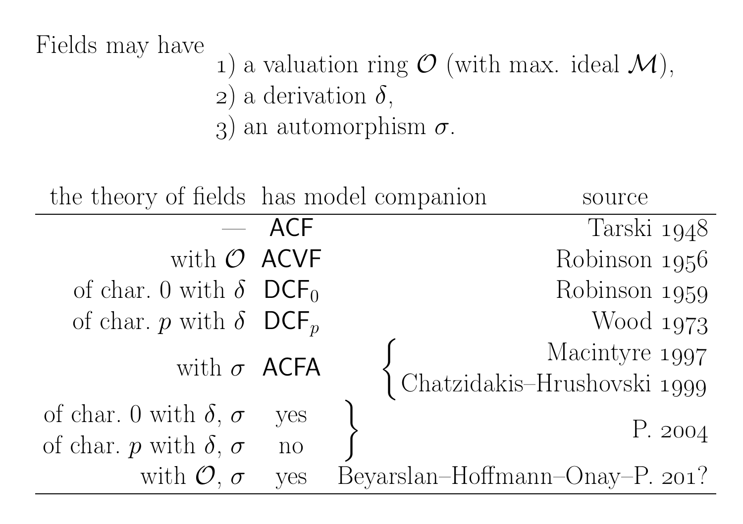Fields may have

1) a valuation ring $\mathcal{O}$ (with max. ideal $\mathcal{M}$),
2) a derivation $\delta$,
3) an automorphism $\sigma$.

| the theory of fields | has model companion | source |
|---|---|---|
| — | ACF | Tarski 1948 |
| with $\mathcal{O}$ | ACVF | Robinson 1956 |
| of char. 0 with $\delta$ | $\mathsf{DCF}_0$ | Robinson 1959 |
| of char. $p$ with $\delta$ | $\mathsf{DCF}_p$ | Wood 1973 |
| with $\sigma$ | ACFA | Macintyre 1997; Chatzidakis–Hrushovski 1999 |
| of char. 0 with $\delta$, $\sigma$ | yes | P. 2004 |
| of char. $p$ with $\delta$, $\sigma$ | no | P. 2004 |
| with $\mathcal{O}$, $\sigma$ | yes | Beyarslan–Hoffmann–Onay–P. 201? |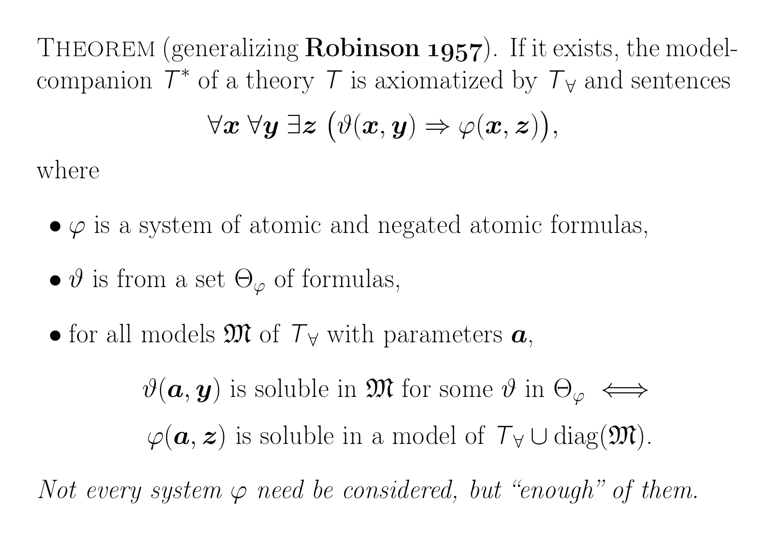THEOREM (generalizing **Robinson 1957**). If it exists, the model-companion $T^*$ of a theory $T$ is axiomatized by $T_\forall$ and sentences

$$\forall \boldsymbol{x}\ \forall \boldsymbol{y}\ \exists \boldsymbol{z}\ \big(\vartheta(\boldsymbol{x}, \boldsymbol{y}) \Rightarrow \varphi(\boldsymbol{x}, \boldsymbol{z})\big),$$

where

- $\varphi$ is a system of atomic and negated atomic formulas,
- $\vartheta$ is from a set $\Theta_\varphi$ of formulas,
- for all models $\mathfrak{M}$ of $T_\forall$ with parameters $\boldsymbol{a}$,

$$\vartheta(\boldsymbol{a}, \boldsymbol{y}) \text{ is soluble in } \mathfrak{M} \text{ for some } \vartheta \text{ in } \Theta_\varphi \iff$$

$$\varphi(\boldsymbol{a}, \boldsymbol{z}) \text{ is soluble in a model of } T_\forall \cup \operatorname{diag}(\mathfrak{M}).$$

*Not every system $\varphi$ need be considered, but "enough" of them.*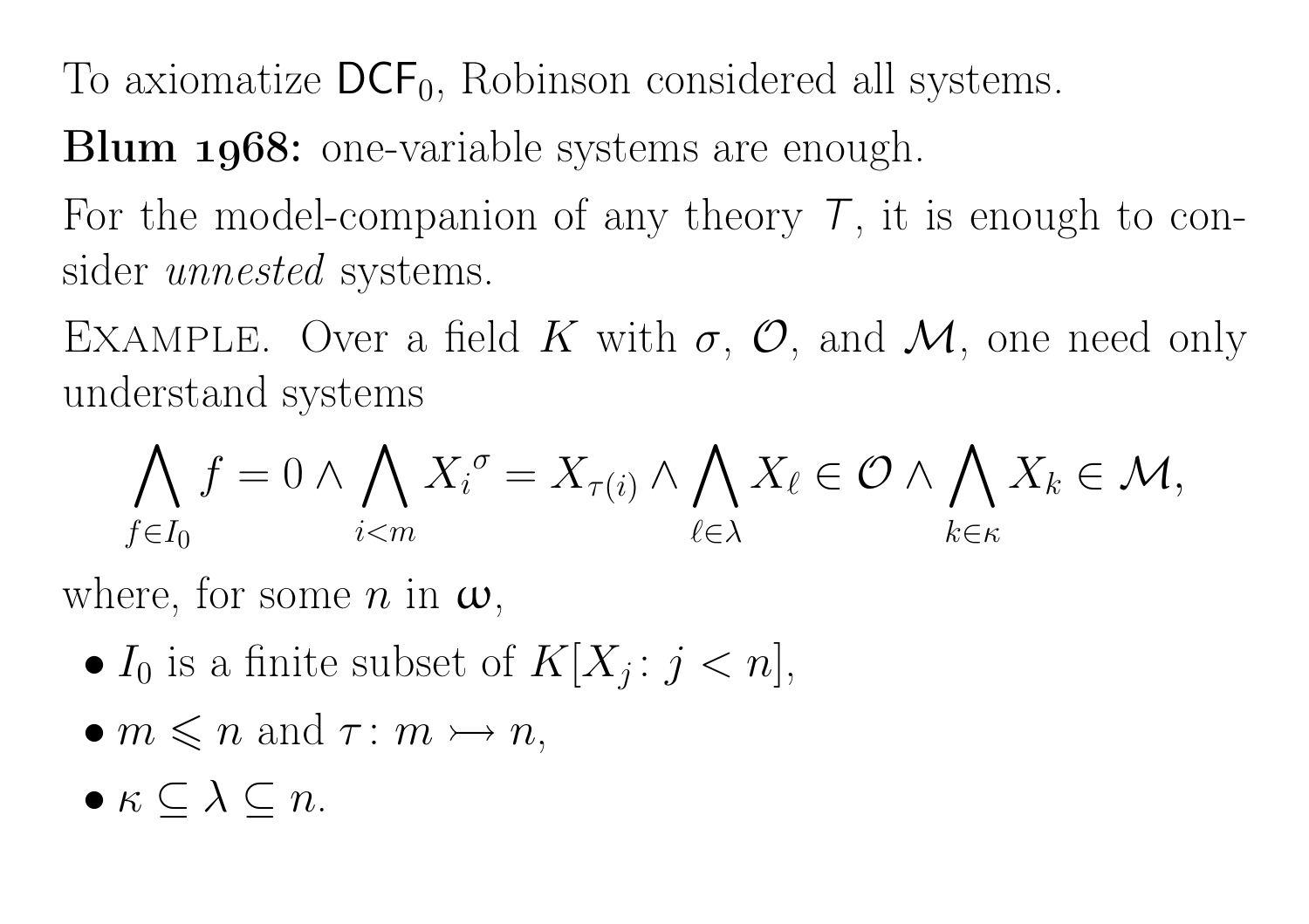To axiomatize $\mathsf{DCF}_0$, Robinson considered all systems.

**Blum 1968:** one-variable systems are enough.

For the model-companion of any theory $T$, it is enough to consider *unnested* systems.

Example. Over a field $K$ with $\sigma$, $\mathcal{O}$, and $\mathcal{M}$, one need only understand systems

$$\bigwedge_{f\in I_0} f=0 \wedge \bigwedge_{i<m} {X_i}^{\sigma} = X_{\tau(i)} \wedge \bigwedge_{\ell\in\lambda} X_\ell \in \mathcal{O} \wedge \bigwedge_{k\in\kappa} X_k \in \mathcal{M},$$

where, for some $n$ in $\boldsymbol{\omega}$,

- $I_0$ is a finite subset of $K[X_j \colon j<n]$,
- $m \leqslant n$ and $\tau \colon m \rightarrowtail n$,
- $\kappa \subseteq \lambda \subseteq n$.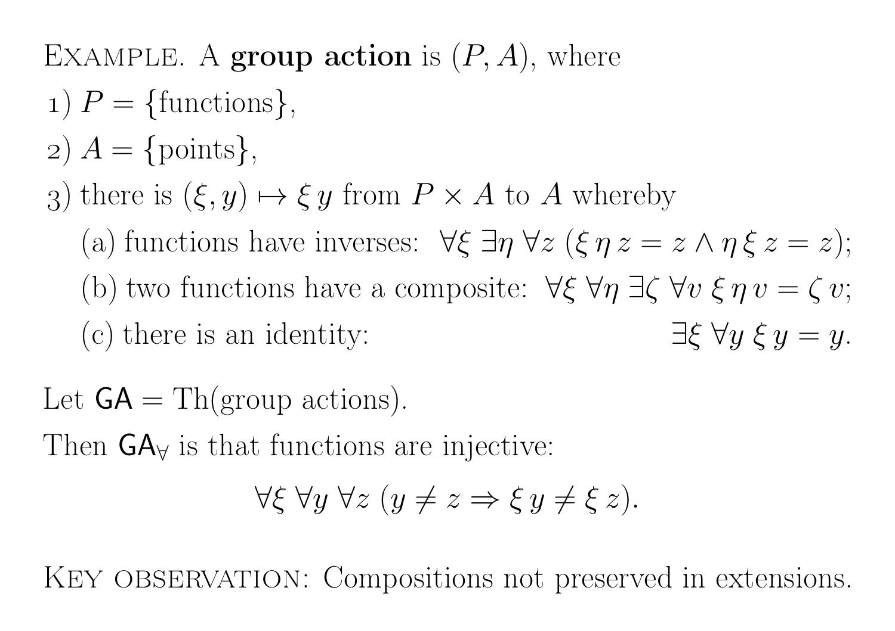Example. A **group action** is $(P, A)$, where

1) $P = \{\text{functions}\}$,
2) $A = \{\text{points}\}$,
3) there is $(\xi, y) \mapsto \xi\, y$ from $P \times A$ to $A$ whereby
   - (a) functions have inverses: $\forall\xi\ \exists\eta\ \forall z\ (\xi\,\eta\,z = z \wedge \eta\,\xi\,z = z)$;
   - (b) two functions have a composite: $\forall\xi\ \forall\eta\ \exists\zeta\ \forall v\ \xi\,\eta\,v = \zeta\,v$;
   - (c) there is an identity: $\exists\xi\ \forall y\ \xi\,y = y$.

Let $\mathsf{GA} = \mathrm{Th}(\text{group actions})$.

Then $\mathsf{GA}_\forall$ is that functions are injective:

$$\forall\xi\ \forall y\ \forall z\ (y \neq z \Rightarrow \xi\,y \neq \xi\,z).$$

Key observation: Compositions not preserved in extensions.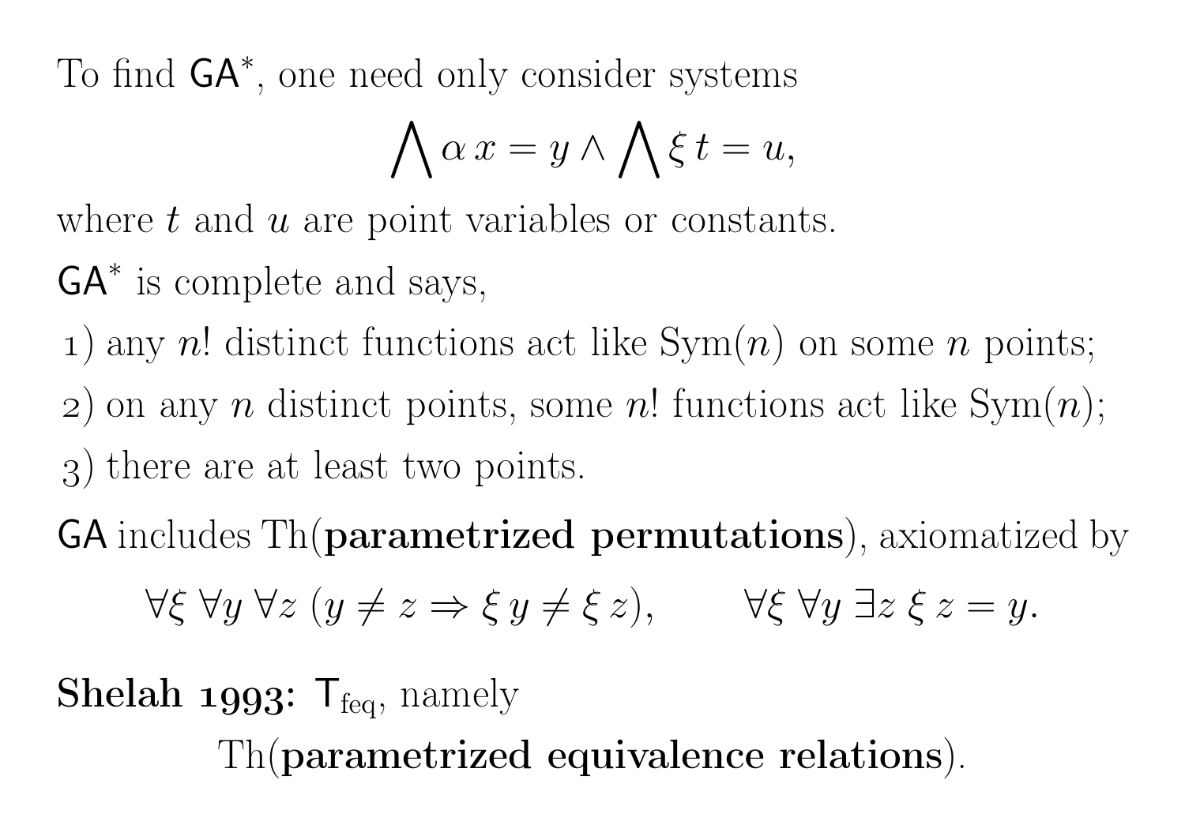To find $\mathsf{GA}^*$, one need only consider systems

$$\bigwedge \alpha\, x = y \wedge \bigwedge \xi\, t = u,$$

where $t$ and $u$ are point variables or constants.

$\mathsf{GA}^*$ is complete and says,

1) any $n!$ distinct functions act like $\mathrm{Sym}(n)$ on some $n$ points;
2) on any $n$ distinct points, some $n!$ functions act like $\mathrm{Sym}(n)$;
3) there are at least two points.

$\mathsf{GA}$ includes Th(**parametrized permutations**), axiomatized by

$$\forall \xi\ \forall y\ \forall z\ (y \neq z \Rightarrow \xi\, y \neq \xi\, z), \qquad \forall \xi\ \forall y\ \exists z\ \xi\, z = y.$$

**Shelah 1993:** $\mathsf{T}_{\mathrm{feq}}$, namely

Th(**parametrized equivalence relations**).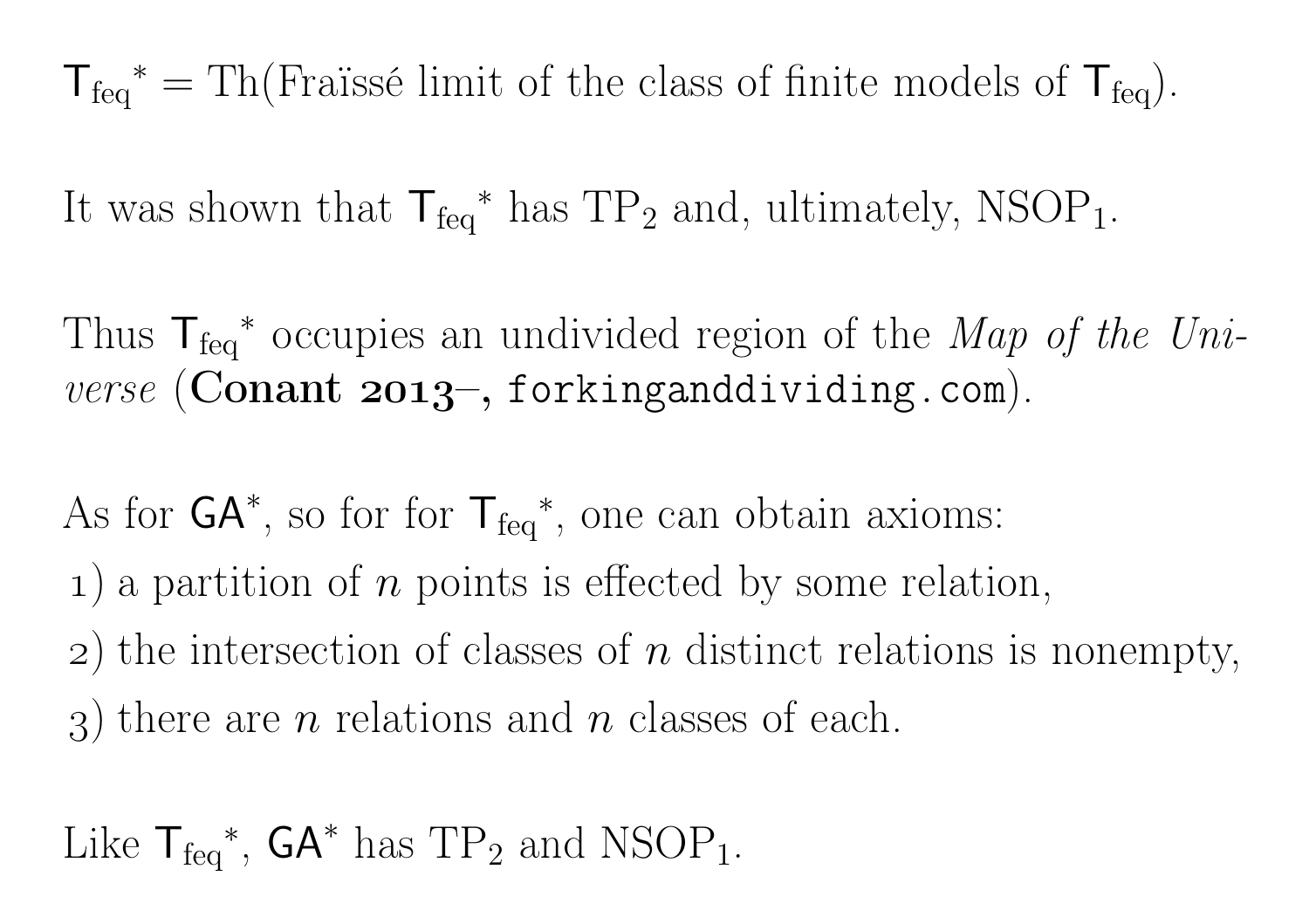$\mathsf{T_{feq}}^* = \mathrm{Th}(\text{Fraïssé limit of the class of finite models of } \mathsf{T_{feq}})$.

It was shown that $\mathsf{T_{feq}}^*$ has $\mathrm{TP}_2$ and, ultimately, $\mathrm{NSOP}_1$.

Thus $\mathsf{T_{feq}}^*$ occupies an undivided region of the *Map of the Universe* (**Conant 2013–,** `forkinganddividing.com`).

As for $\mathsf{GA}^*$, so for for $\mathsf{T_{feq}}^*$, one can obtain axioms:

1) a partition of $n$ points is effected by some relation,
2) the intersection of classes of $n$ distinct relations is nonempty,
3) there are $n$ relations and $n$ classes of each.

Like $\mathsf{T_{feq}}^*$, $\mathsf{GA}^*$ has $\mathrm{TP}_2$ and $\mathrm{NSOP}_1$.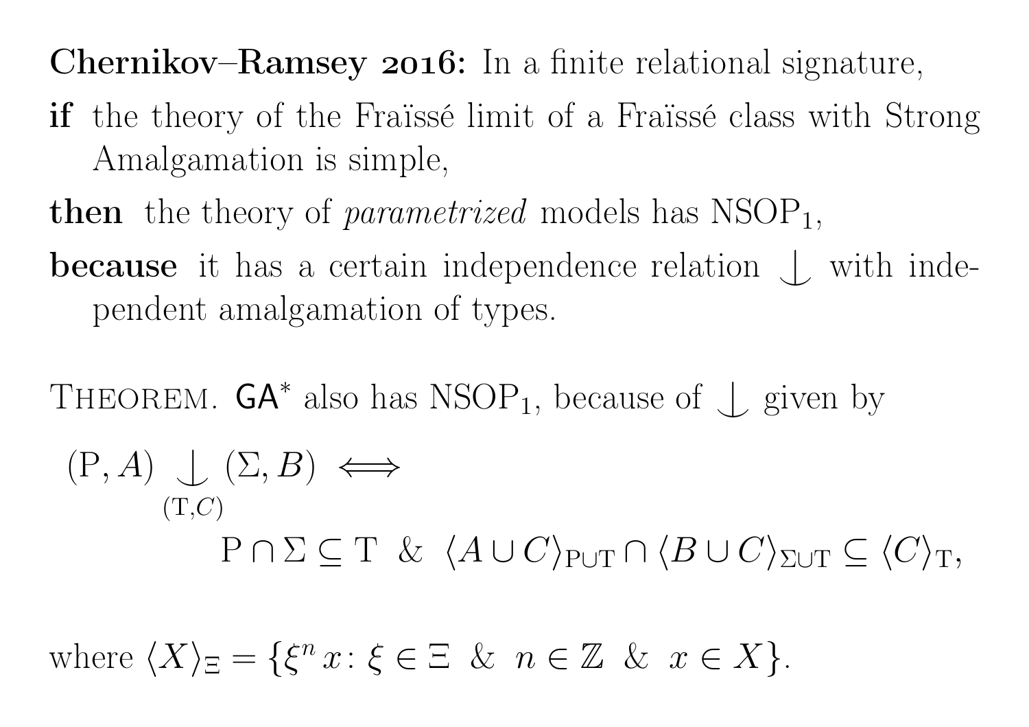**Chernikov–Ramsey 2016:** In a finite relational signature,

**if** the theory of the Fraïssé limit of a Fraïssé class with Strong Amalgamation is simple,

**then** the theory of *parametrized* models has $\mathrm{NSOP}_1$,

**because** it has a certain independence relation $\mathop{\smile\!\!\!\!\!\!|}$ with independent amalgamation of types.

Theorem. $\mathsf{GA}^*$ also has $\mathrm{NSOP}_1$, because of $\mathop{\smile\!\!\!\!\!\!|}$ given by

$$(\mathrm{P}, A) \mathop{\smile\!\!\!\!\!\!|}_{(\mathrm{T}, C)} (\Sigma, B) \iff$$

$$\mathrm{P} \cap \Sigma \subseteq \mathrm{T} \;\;\&\;\; \langle A \cup C \rangle_{\mathrm{P} \cup \mathrm{T}} \cap \langle B \cup C \rangle_{\Sigma \cup \mathrm{T}} \subseteq \langle C \rangle_{\mathrm{T}},$$

where $\langle X \rangle_{\Xi} = \{\xi^n x \colon \xi \in \Xi \;\;\&\;\; n \in \mathbb{Z} \;\;\&\;\; x \in X\}$.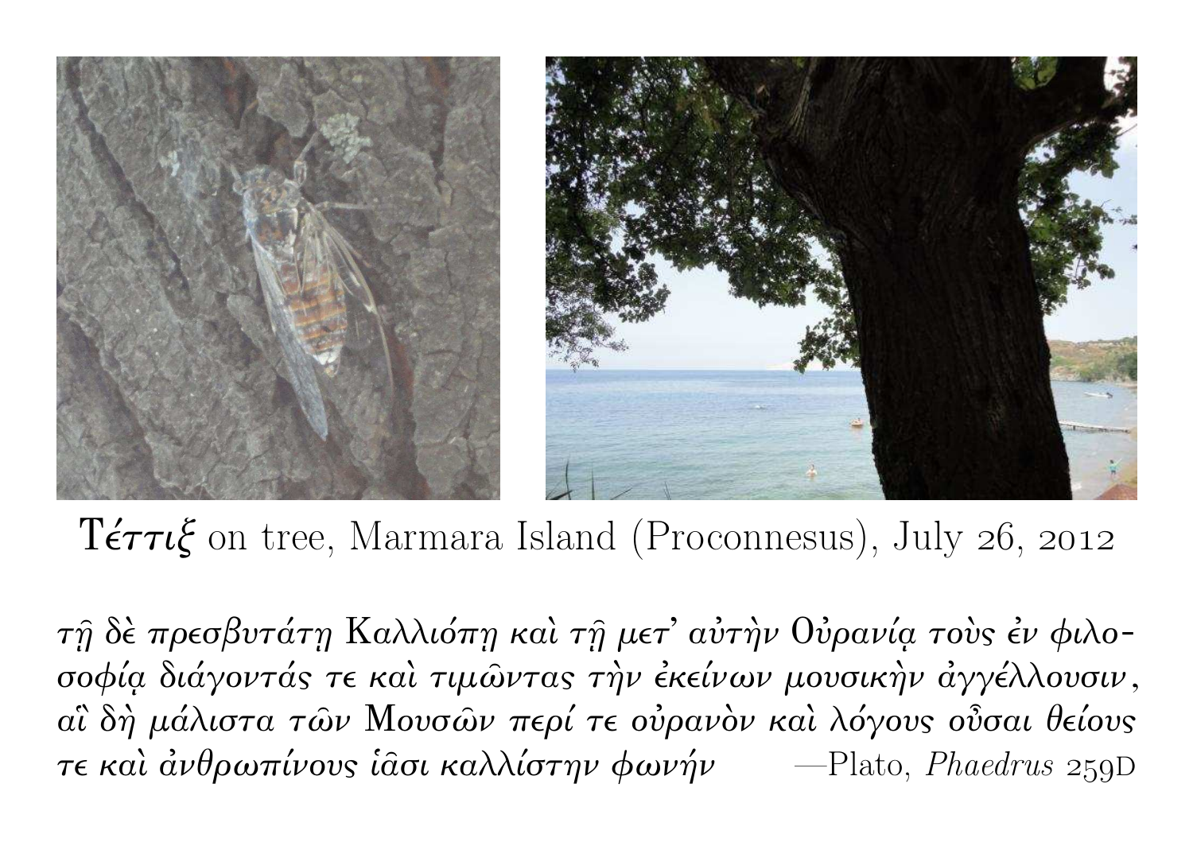Τέττιξ on tree, Marmara Island (Proconnesus), July 26, 2012

*τῇ δὲ πρεσβυτάτῃ Καλλιόπῃ καὶ τῇ μετ' αὐτὴν Οὐρανίᾳ τοὺς ἐν φιλοσοφίᾳ διάγοντάς τε καὶ τιμῶντας τὴν ἐκείνων μουσικὴν ἀγγέλλουσιν, αἳ δὴ μάλιστα τῶν Μουσῶν περί τε οὐρανὸν καὶ λόγους οὖσαι θείους τε καὶ ἀνθρωπίνους ἱᾶσι καλλίστην φωνήν* —Plato, *Phaedrus* 259D